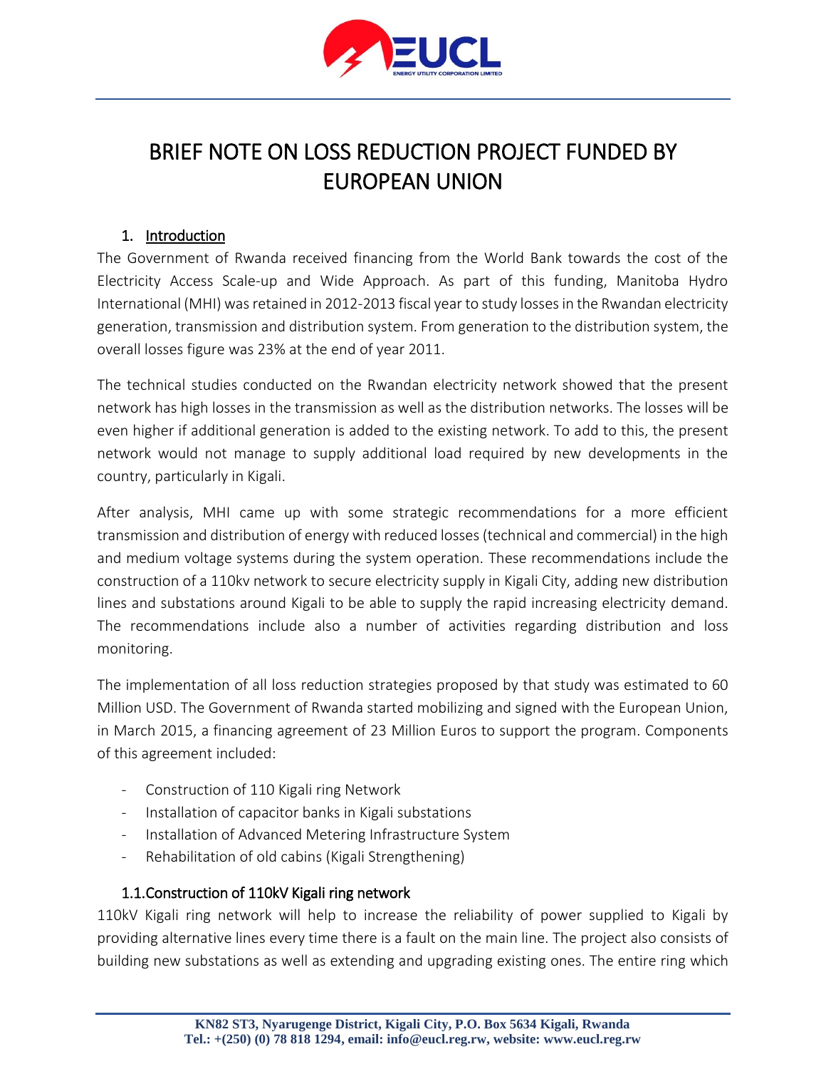# BRIEF NOTE ON LOSS REDUCTION PROJECT FUNDED BY EUROPEAN UNION

## 1. Introduction

The Government of Rwanda received financing from the World Bank towards the cost of the Electricity Access Scale-up and Wide Approach. As part of this funding, Manitoba Hydro International (MHI) was retained in 2012-2013 fiscal year to study losses in the Rwandan electricity generation, transmission and distribution system. From generation to the distribution system, the overall losses figure was 23% at the end of year 2011.

The technical studies conducted on the Rwandan electricity network showed that the present network has high losses in the transmission as well as the distribution networks. The losses will be even higher if additional generation is added to the existing network. To add to this, the present network would not manage to supply additional load required by new developments in the country, particularly in Kigali.

After analysis, MHI came up with some strategic recommendations for a more efficient transmission and distribution of energy with reduced losses (technical and commercial) in the high and medium voltage systems during the system operation. These recommendations include the construction of a 110kv network to secure electricity supply in Kigali City, adding new distribution lines and substations around Kigali to be able to supply the rapid increasing electricity demand. The recommendations include also a number of activities regarding distribution and loss monitoring.

The implementation of all loss reduction strategies proposed by that study was estimated to 60 Million USD. The Government of Rwanda started mobilizing and signed with the European Union, in March 2015, a financing agreement of 23 Million Euros to support the program. Components of this agreement included:

- Construction of 110 Kigali ring Network
- Installation of capacitor banks in Kigali substations
- Installation of Advanced Metering Infrastructure System
- Rehabilitation of old cabins (Kigali Strengthening)

### 1.1. Construction of 110kV Kigali ring network

110kV Kigali ring network will help to increase the reliability of power supplied to Kigali by providing alternative lines every time there is a fault on the main line. The project also consists of building new substations as well as extending and upgrading existing ones. The entire ring which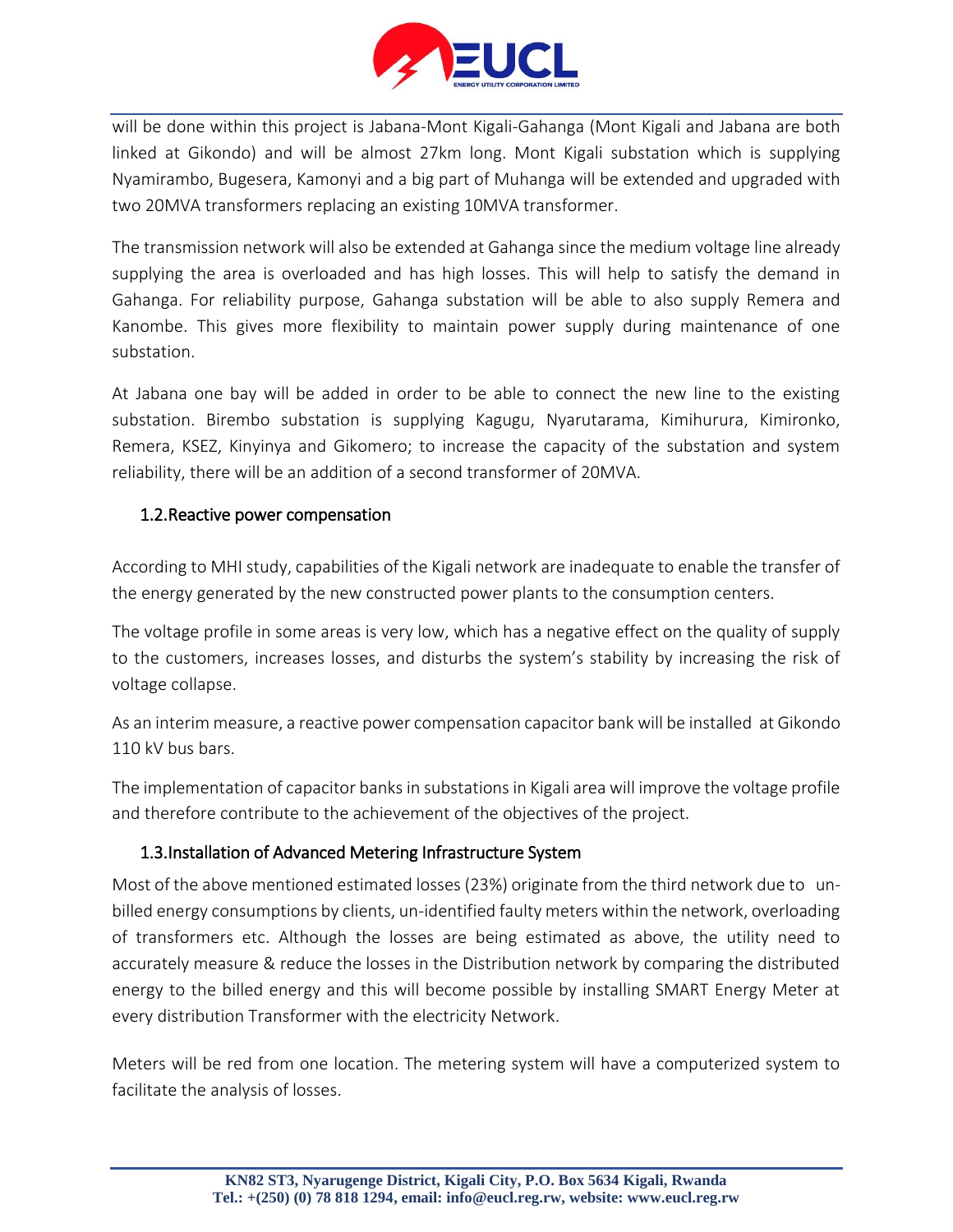will be done within this project is Jabana-Mont Kigali-Gahanga (Mont Kigali and Jabana are both linked at Gikondo) and will be almost 27km long. Mont Kigali substation which is supplying Nyamirambo, Bugesera, Kamonyi and a big part of Muhanga will be extended and upgraded with two 20MVA transformers replacing an existing 10MVA transformer.

The transmission network will also be extended at Gahanga since the medium voltage line already supplying the area is overloaded and has high losses. This will help to satisfy the demand in Gahanga. For reliability purpose, Gahanga substation will be able to also supply Remera and Kanombe. This gives more flexibility to maintain power supply during maintenance of one substation.

At Jabana one bay will be added in order to be able to connect the new line to the existing substation. Birembo substation is supplying Kagugu, Nyarutarama, Kimihurura, Kimironko, Remera, KSEZ, Kinyinya and Gikomero; to increase the capacity of the substation and system reliability, there will be an addition of a second transformer of 20MVA.

## 1.2.Reactive power compensation

According to MHI study, capabilities of the Kigali network are inadequate to enable the transfer of the energy generated by the new constructed power plants to the consumption centers.

The voltage profile in some areas is very low, which has a negative effect on the quality of supply to the customers, increases losses, and disturbs the system's stability by increasing the risk of voltage collapse.

As an interim measure, a reactive power compensation capacitor bank will be installed at Gikondo 110 kV bus bars.

The implementation of capacitor banks in substations in Kigali area will improve the voltage profile and therefore contribute to the achievement of the objectives of the project.

## 1.3.Installation of Advanced Metering Infrastructure System

Most of the above mentioned estimated losses (23%) originate from the third network due to un-billed energy consumptions by clients, un-identified faulty meters within the network, overloading of transformers etc. Although the losses are being estimated as above, the utility need to accurately measure & reduce the losses in the Distribution network by comparing the distributed energy to the billed energy and this will become possible by installing SMART Energy Meter at every distribution Transformer with the electricity Network.

Meters will be red from one location. The metering system will have a computerized system to facilitate the analysis of losses.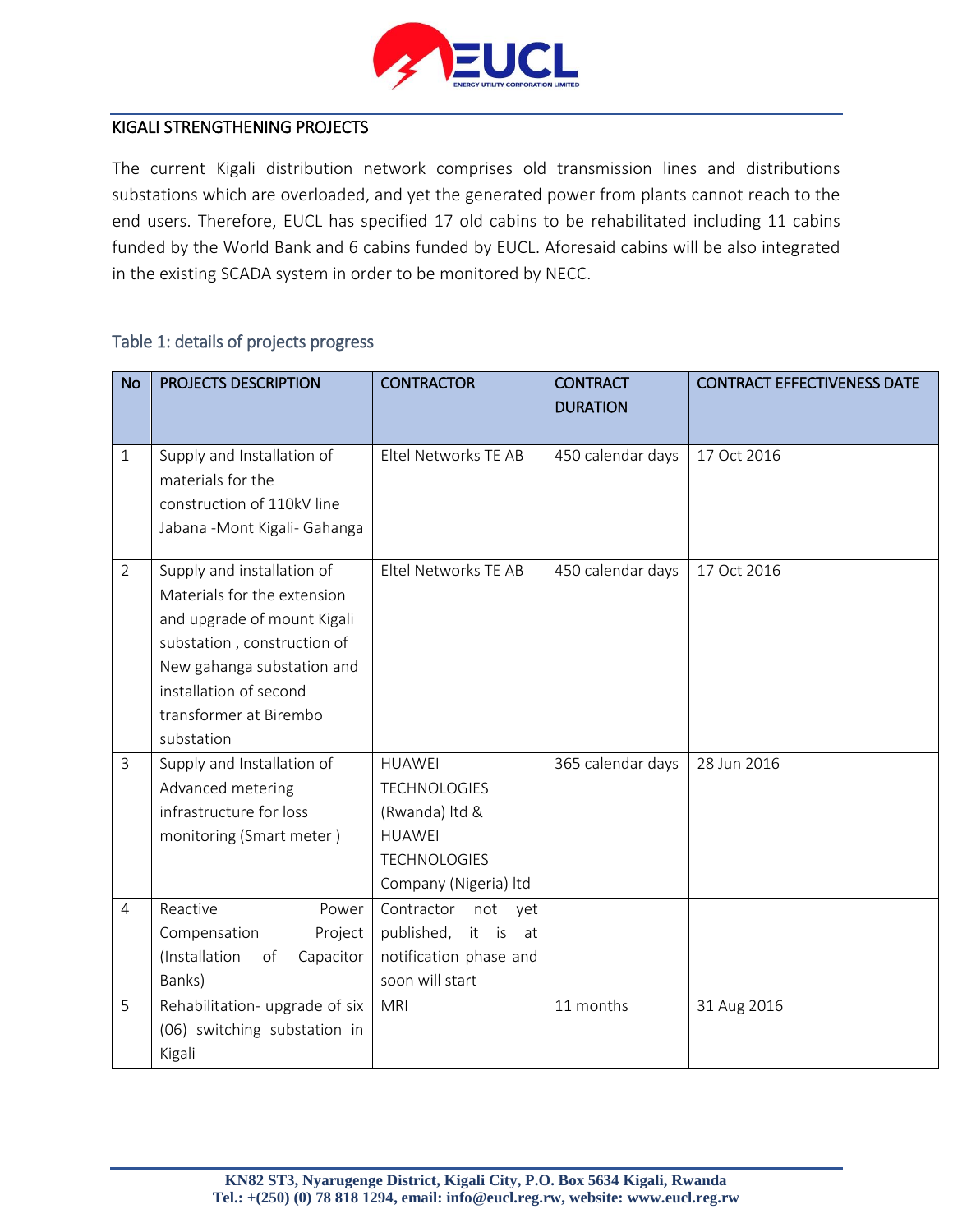## KIGALI STRENGTHENING PROJECTS

The current Kigali distribution network comprises old transmission lines and distributions substations which are overloaded, and yet the generated power from plants cannot reach to the end users. Therefore, EUCL has specified 17 old cabins to be rehabilitated including 11 cabins funded by the World Bank and 6 cabins funded by EUCL. Aforesaid cabins will be also integrated in the existing SCADA system in order to be monitored by NECC.

### Table 1: details of projects progress

| No | PROJECTS DESCRIPTION | CONTRACTOR | CONTRACT DURATION | CONTRACT EFFECTIVENESS DATE |
|---|---|---|---|---|
| 1 | Supply and Installation of materials for the construction of 110kV line Jabana -Mont Kigali- Gahanga | Eltel Networks TE AB | 450 calendar days | 17 Oct 2016 |
| 2 | Supply and installation of Materials for the extension and upgrade of mount Kigali substation , construction of New gahanga substation and installation of second transformer at Birembo substation | Eltel Networks TE AB | 450 calendar days | 17 Oct 2016 |
| 3 | Supply and Installation of Advanced metering infrastructure for loss monitoring (Smart meter ) | HUAWEI TECHNOLOGIES (Rwanda) ltd & HUAWEI TECHNOLOGIES Company (Nigeria) ltd | 365 calendar days | 28 Jun 2016 |
| 4 | Reactive Power Compensation Project (Installation of Capacitor Banks) | Contractor not yet published, it is at notification phase and soon will start | | |
| 5 | Rehabilitation- upgrade of six (06) switching substation in Kigali | MRI | 11 months | 31 Aug 2016 |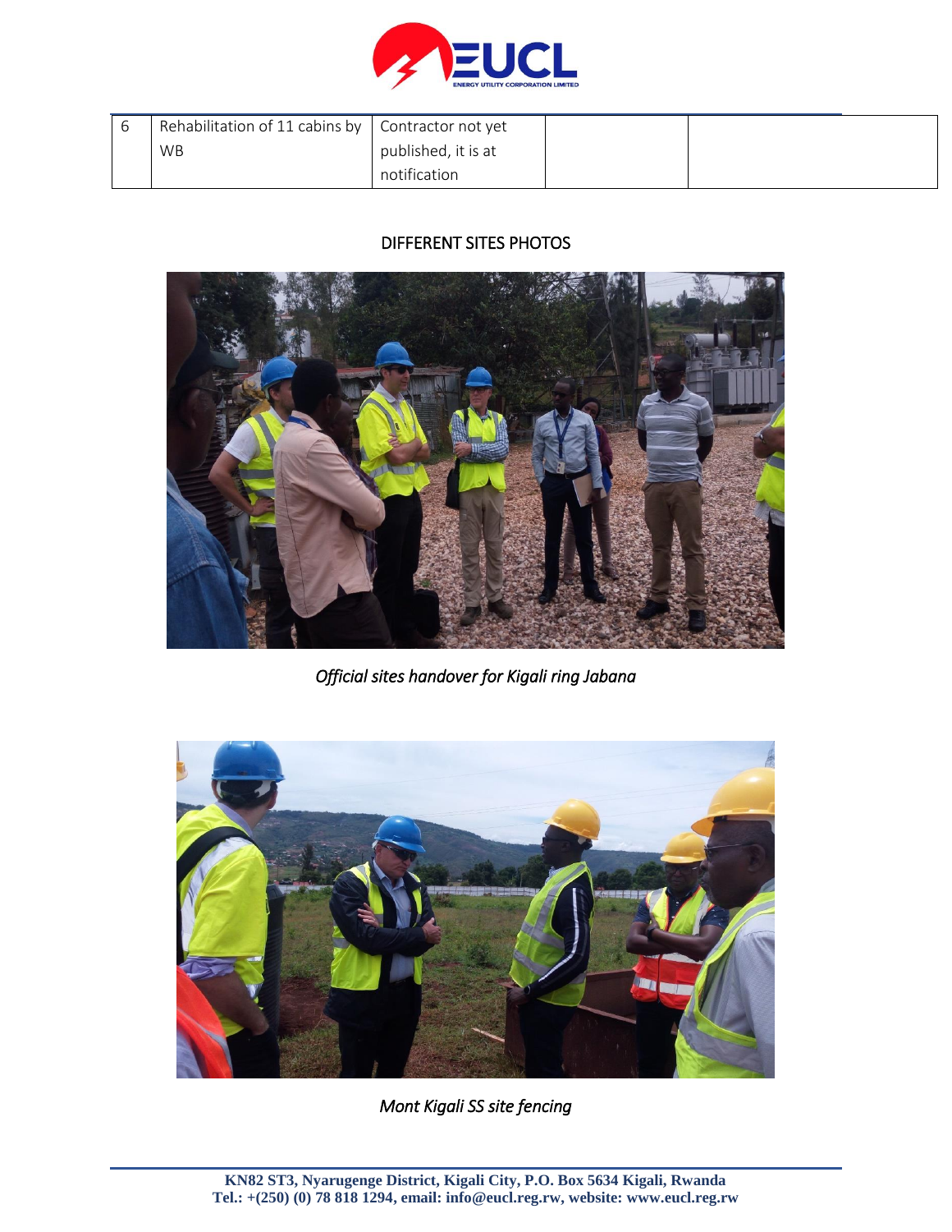| | | | | |
|---|---|---|---|---|
| 6 | Rehabilitation of 11 cabins by WB | Contractor not yet published, it is at notification | | |

DIFFERENT SITES PHOTOS

*Official sites handover for Kigali ring Jabana*

*Mont Kigali SS site fencing*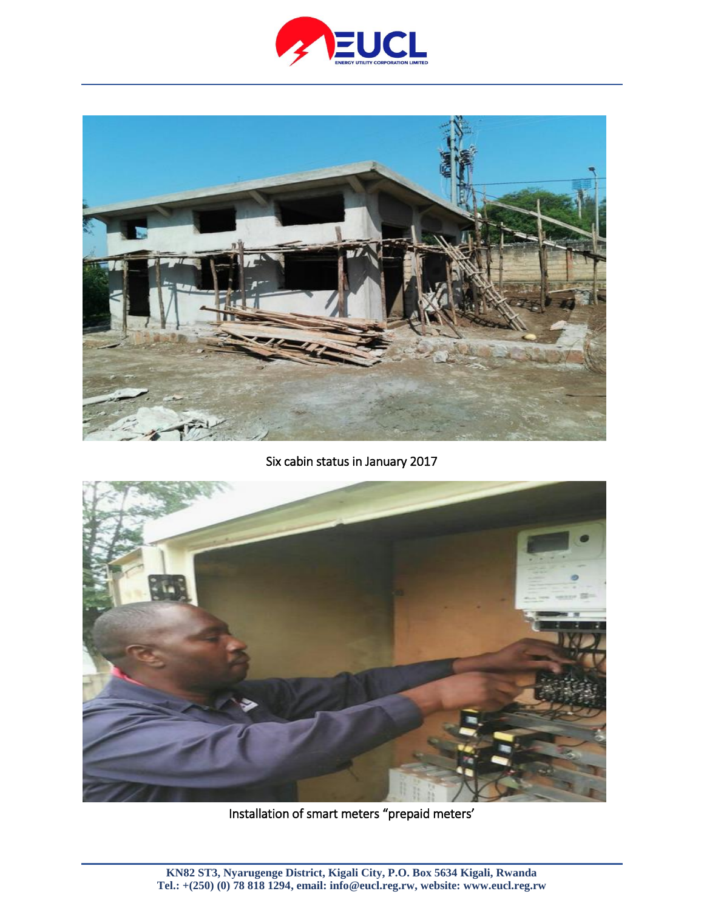Six cabin status in January 2017

Installation of smart meters “prepaid meters’